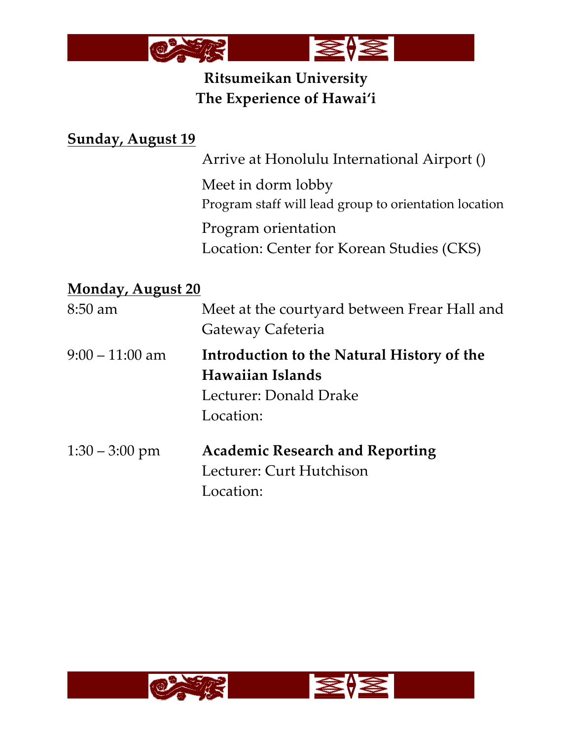**Ritsumeikan University**
**The Experience of Hawaiʻi**

**<u>Sunday, August 19</u>**

Arrive at Honolulu International Airport ()

Meet in dorm lobby
Program staff will lead group to orientation location

Program orientation
Location: Center for Korean Studies (CKS)

**<u>Monday, August 20</u>**

8:50 am — Meet at the courtyard between Frear Hall and Gateway Cafeteria

9:00 – 11:00 am — **Introduction to the Natural History of the Hawaiian Islands**
Lecturer: Donald Drake
Location:

1:30 – 3:00 pm — **Academic Research and Reporting**
Lecturer: Curt Hutchison
Location: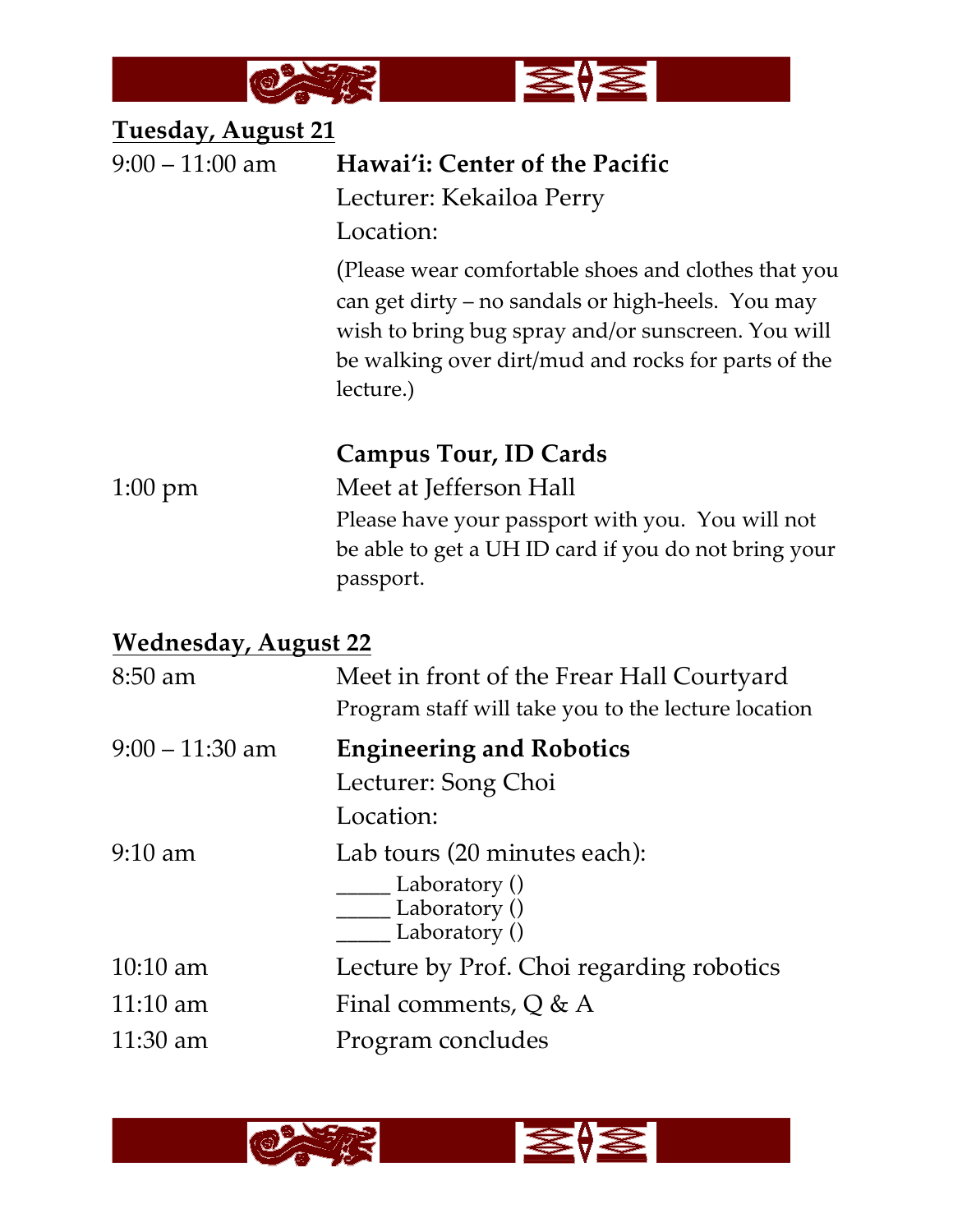**Tuesday, August 21**

9:00 – 11:00 am **Hawai'i: Center of the Pacific**

Lecturer: Kekailoa Perry

Location:

(Please wear comfortable shoes and clothes that you can get dirty – no sandals or high-heels. You may wish to bring bug spray and/or sunscreen. You will be walking over dirt/mud and rocks for parts of the lecture.)

**Campus Tour, ID Cards**

1:00 pm Meet at Jefferson Hall

Please have your passport with you. You will not be able to get a UH ID card if you do not bring your passport.

**Wednesday, August 22**

8:50 am Meet in front of the Frear Hall Courtyard

Program staff will take you to the lecture location

9:00 – 11:30 am **Engineering and Robotics**

Lecturer: Song Choi

Location:

9:10 am Lab tours (20 minutes each):

_____ Laboratory ()
_____ Laboratory ()
_____ Laboratory ()

10:10 am Lecture by Prof. Choi regarding robotics

11:10 am Final comments, Q & A

11:30 am Program concludes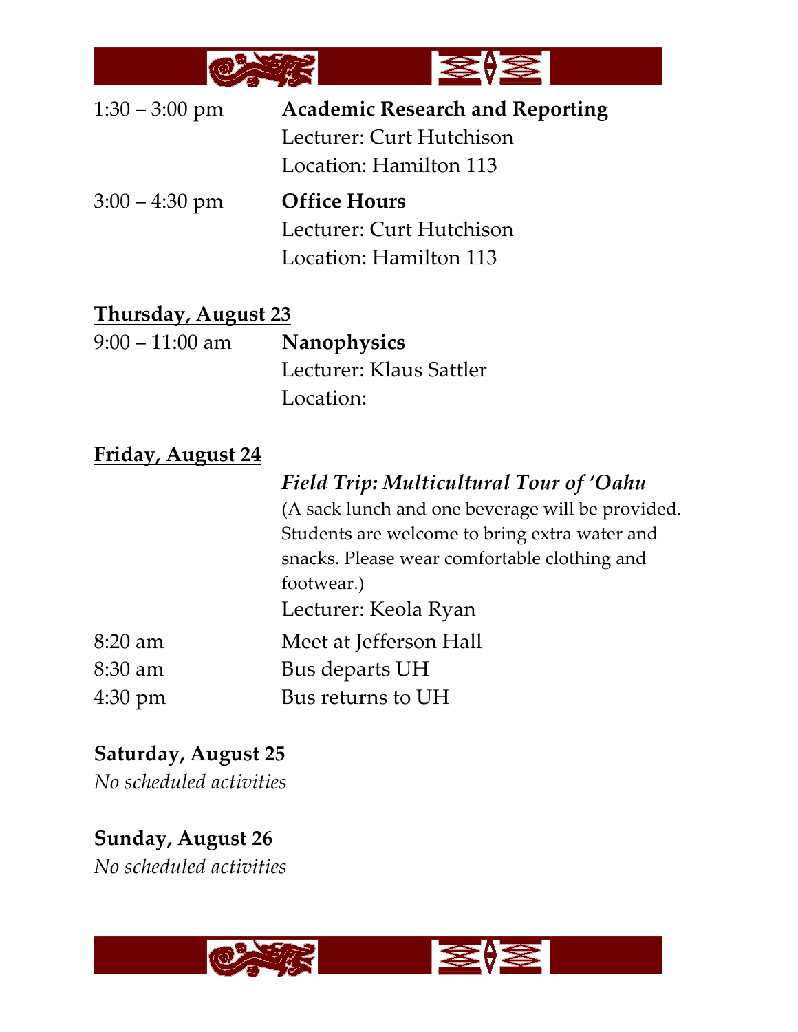1:30 – 3:00 pm **Academic Research and Reporting**
Lecturer: Curt Hutchison
Location: Hamilton 113

3:00 – 4:30 pm **Office Hours**
Lecturer: Curt Hutchison
Location: Hamilton 113

**Thursday, August 23**

9:00 – 11:00 am **Nanophysics**
Lecturer: Klaus Sattler
Location:

**Friday, August 24**

***Field Trip: Multicultural Tour of ʻOahu***
(A sack lunch and one beverage will be provided. Students are welcome to bring extra water and snacks. Please wear comfortable clothing and footwear.)
Lecturer: Keola Ryan

8:20 am Meet at Jefferson Hall
8:30 am Bus departs UH
4:30 pm Bus returns to UH

**Saturday, August 25**

*No scheduled activities*

**Sunday, August 26**

*No scheduled activities*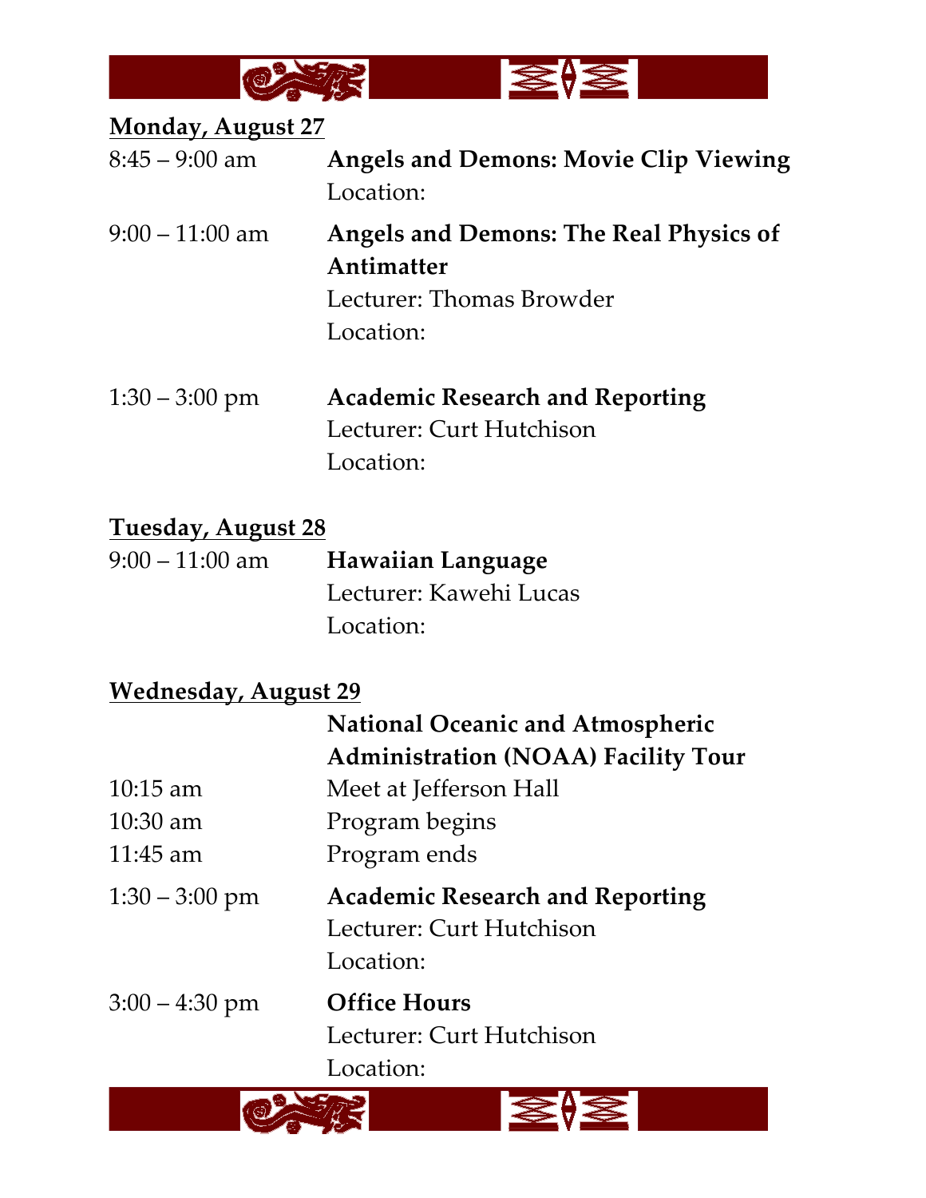**Monday, August 27**

8:45 – 9:00 am **Angels and Demons: Movie Clip Viewing**
Location:

9:00 – 11:00 am **Angels and Demons: The Real Physics of Antimatter**
Lecturer: Thomas Browder
Location:

1:30 – 3:00 pm **Academic Research and Reporting**
Lecturer: Curt Hutchison
Location:

**Tuesday, August 28**

9:00 – 11:00 am **Hawaiian Language**
Lecturer: Kawehi Lucas
Location:

**Wednesday, August 29**

**National Oceanic and Atmospheric Administration (NOAA) Facility Tour**

10:15 am Meet at Jefferson Hall

10:30 am Program begins

11:45 am Program ends

1:30 – 3:00 pm **Academic Research and Reporting**
Lecturer: Curt Hutchison
Location:

3:00 – 4:30 pm **Office Hours**
Lecturer: Curt Hutchison
Location: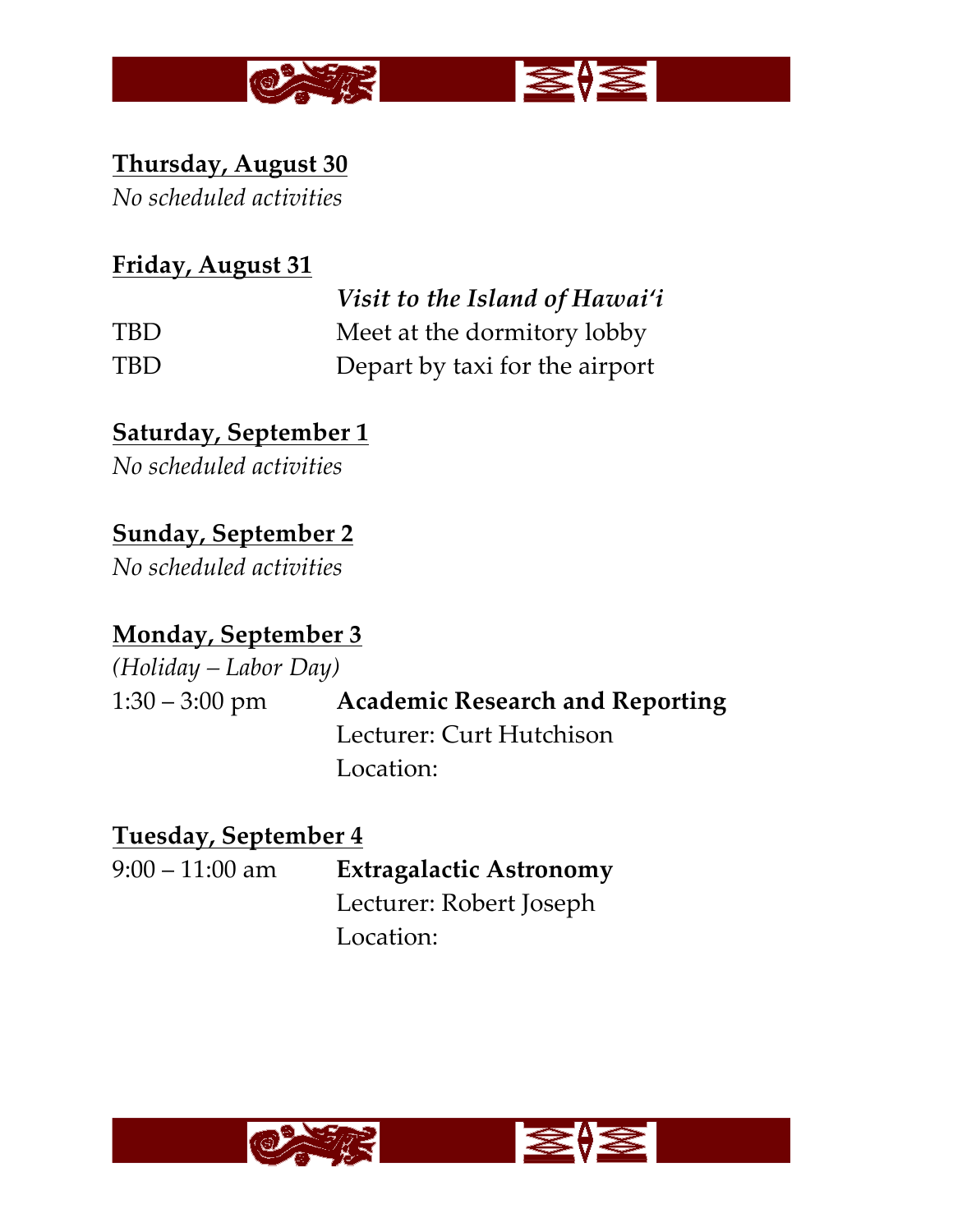**Thursday, August 30**

*No scheduled activities*

**Friday, August 31**

| | |
|---|---|
| | ***Visit to the Island of Hawaiʻi*** |
| TBD | Meet at the dormitory lobby |
| TBD | Depart by taxi for the airport |

**Saturday, September 1**

*No scheduled activities*

**Sunday, September 2**

*No scheduled activities*

**Monday, September 3**

*(Holiday – Labor Day)*

| | |
|---|---|
| 1:30 – 3:00 pm | **Academic Research and Reporting** |
| | Lecturer: Curt Hutchison |
| | Location: |

**Tuesday, September 4**

| | |
|---|---|
| 9:00 – 11:00 am | **Extragalactic Astronomy** |
| | Lecturer: Robert Joseph |
| | Location: |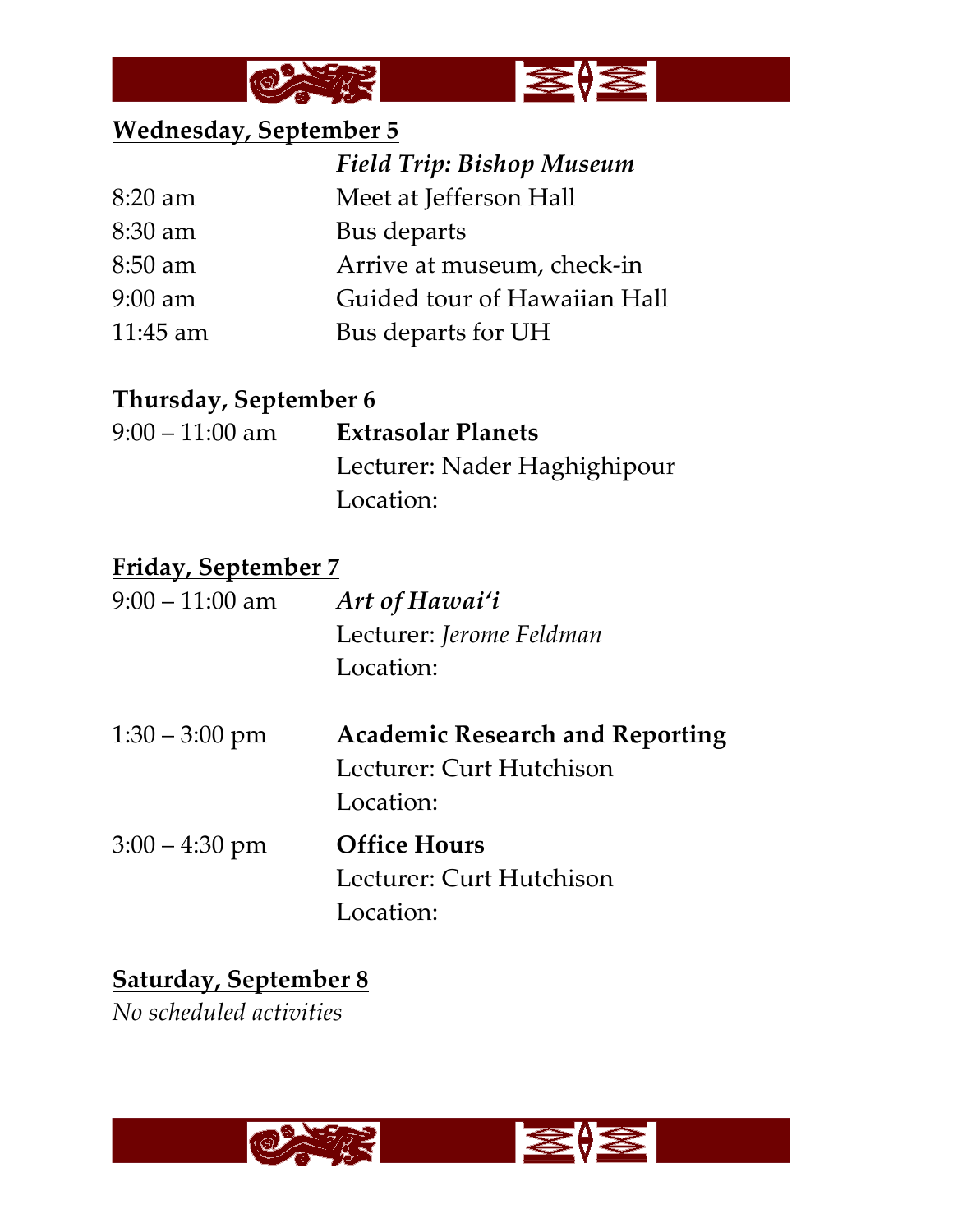**Wednesday, September 5**

| | |
|---|---|
| | ***Field Trip: Bishop Museum*** |
| 8:20 am | Meet at Jefferson Hall |
| 8:30 am | Bus departs |
| 8:50 am | Arrive at museum, check-in |
| 9:00 am | Guided tour of Hawaiian Hall |
| 11:45 am | Bus departs for UH |

**Thursday, September 6**

| | |
|---|---|
| 9:00 – 11:00 am | **Extrasolar Planets** |
| | Lecturer: Nader Haghighipour |
| | Location: |

**Friday, September 7**

| | |
|---|---|
| 9:00 – 11:00 am | ***Art of Hawaiʻi*** |
| | Lecturer: *Jerome Feldman* |
| | Location: |
| 1:30 – 3:00 pm | **Academic Research and Reporting** |
| | Lecturer: Curt Hutchison |
| | Location: |
| 3:00 – 4:30 pm | **Office Hours** |
| | Lecturer: Curt Hutchison |
| | Location: |

**Saturday, September 8**

*No scheduled activities*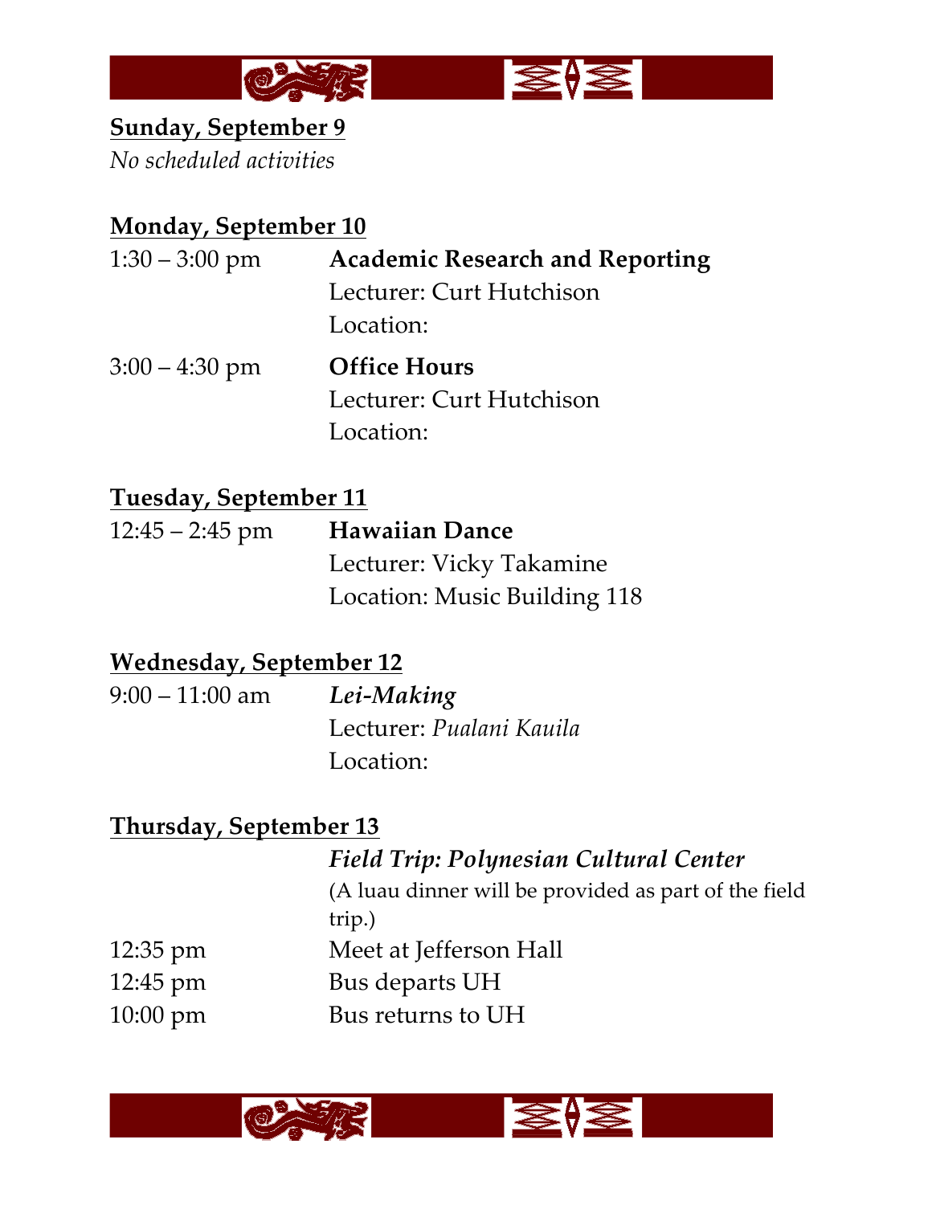**<u>Sunday, September 9</u>**

*No scheduled activities*

**<u>Monday, September 10</u>**

| | |
|---|---|
| 1:30 – 3:00 pm | **Academic Research and Reporting**<br>Lecturer: Curt Hutchison<br>Location: |
| 3:00 – 4:30 pm | **Office Hours**<br>Lecturer: Curt Hutchison<br>Location: |

**<u>Tuesday, September 11</u>**

| | |
|---|---|
| 12:45 – 2:45 pm | **Hawaiian Dance**<br>Lecturer: Vicky Takamine<br>Location: Music Building 118 |

**<u>Wednesday, September 12</u>**

| | |
|---|---|
| 9:00 – 11:00 am | ***Lei-Making***<br>Lecturer: *Pualani Kauila*<br>Location: |

**<u>Thursday, September 13</u>**

***Field Trip: Polynesian Cultural Center***

(A luau dinner will be provided as part of the field trip.)

| | |
|---|---|
| 12:35 pm | Meet at Jefferson Hall |
| 12:45 pm | Bus departs UH |
| 10:00 pm | Bus returns to UH |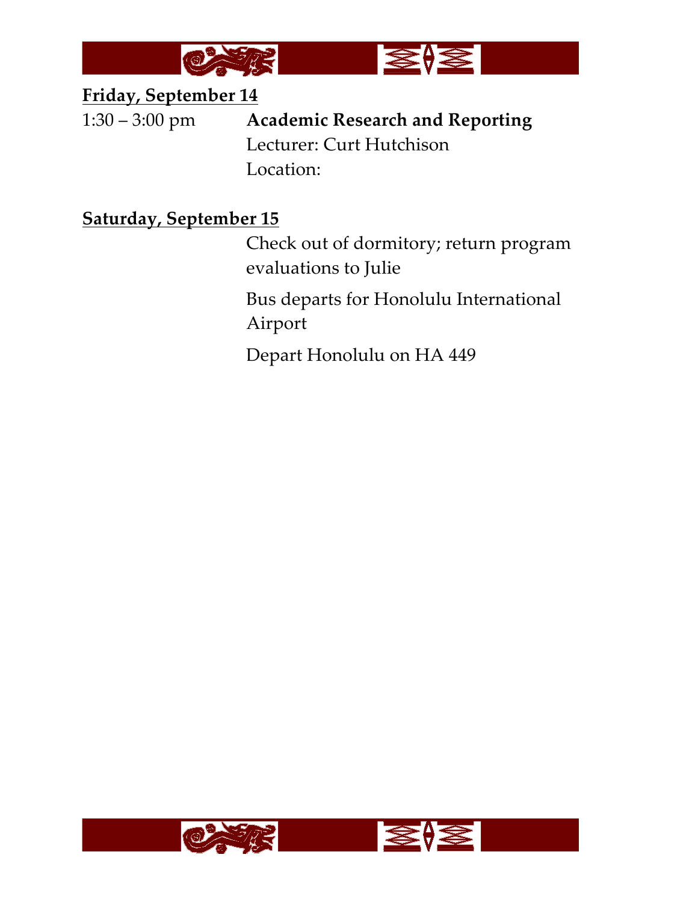**Friday, September 14**

| | |
|---|---|
| 1:30 – 3:00 pm | **Academic Research and Reporting**<br>Lecturer: Curt Hutchison<br>Location: |

**Saturday, September 15**

| | |
|---|---|
| | Check out of dormitory; return program evaluations to Julie |
| | Bus departs for Honolulu International Airport |
| | Depart Honolulu on HA 449 |